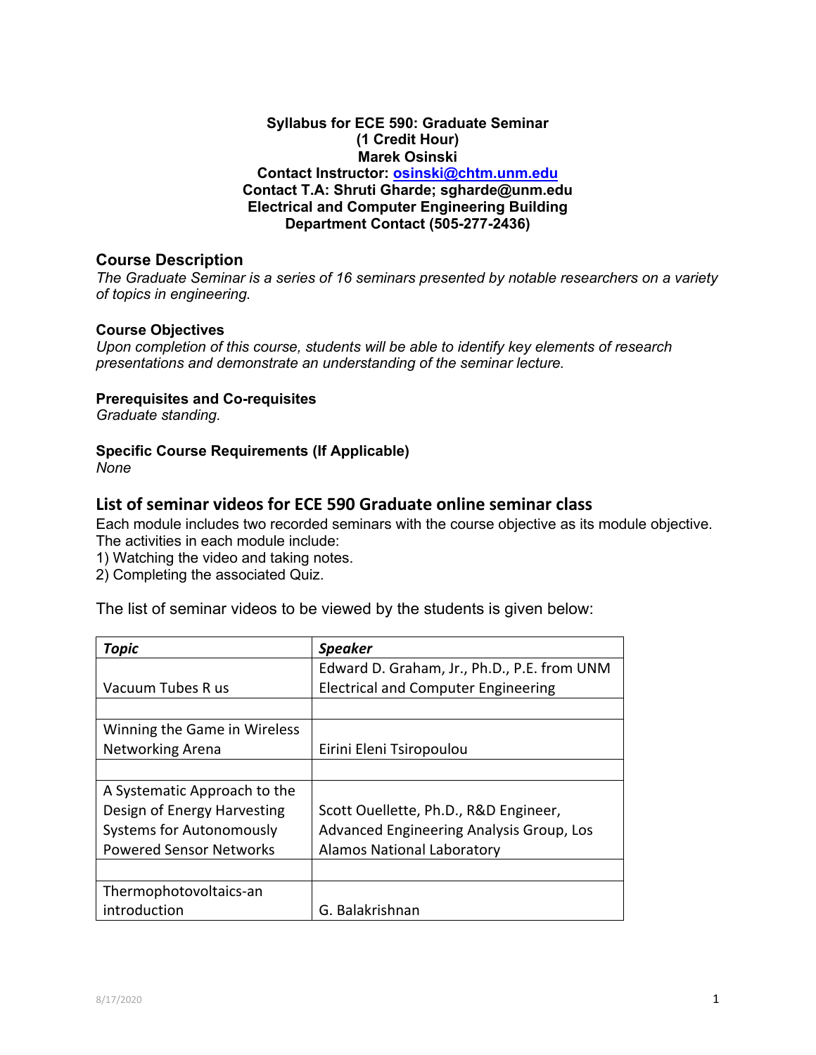**Syllabus for ECE 590: Graduate Seminar**
**(1 Credit Hour)**
**Marek Osinski**
**Contact Instructor: [osinski@chtm.unm.edu](mailto:osinski@chtm.unm.edu)**
**Contact T.A: Shruti Gharde; sgharde@unm.edu**
**Electrical and Computer Engineering Building**
**Department Contact (505-277-2436)**

## Course Description

*The Graduate Seminar is a series of 16 seminars presented by notable researchers on a variety of topics in engineering.*

### Course Objectives

*Upon completion of this course, students will be able to identify key elements of research presentations and demonstrate an understanding of the seminar lecture.*

### Prerequisites and Co-requisites

*Graduate standing.*

### Specific Course Requirements (If Applicable)

*None*

## List of seminar videos for ECE 590 Graduate online seminar class

Each module includes two recorded seminars with the course objective as its module objective. The activities in each module include:

1) Watching the video and taking notes.
2) Completing the associated Quiz.

The list of seminar videos to be viewed by the students is given below:

| ***Topic*** | ***Speaker*** |
|---|---|
| Vacuum Tubes R us | Edward D. Graham, Jr., Ph.D., P.E. from UNM Electrical and Computer Engineering |
| | |
| Winning the Game in Wireless Networking Arena | Eirini Eleni Tsiropoulou |
| | |
| A Systematic Approach to the Design of Energy Harvesting Systems for Autonomously Powered Sensor Networks | Scott Ouellette, Ph.D., R&D Engineer, Advanced Engineering Analysis Group, Los Alamos National Laboratory |
| | |
| Thermophotovoltaics-an introduction | G. Balakrishnan |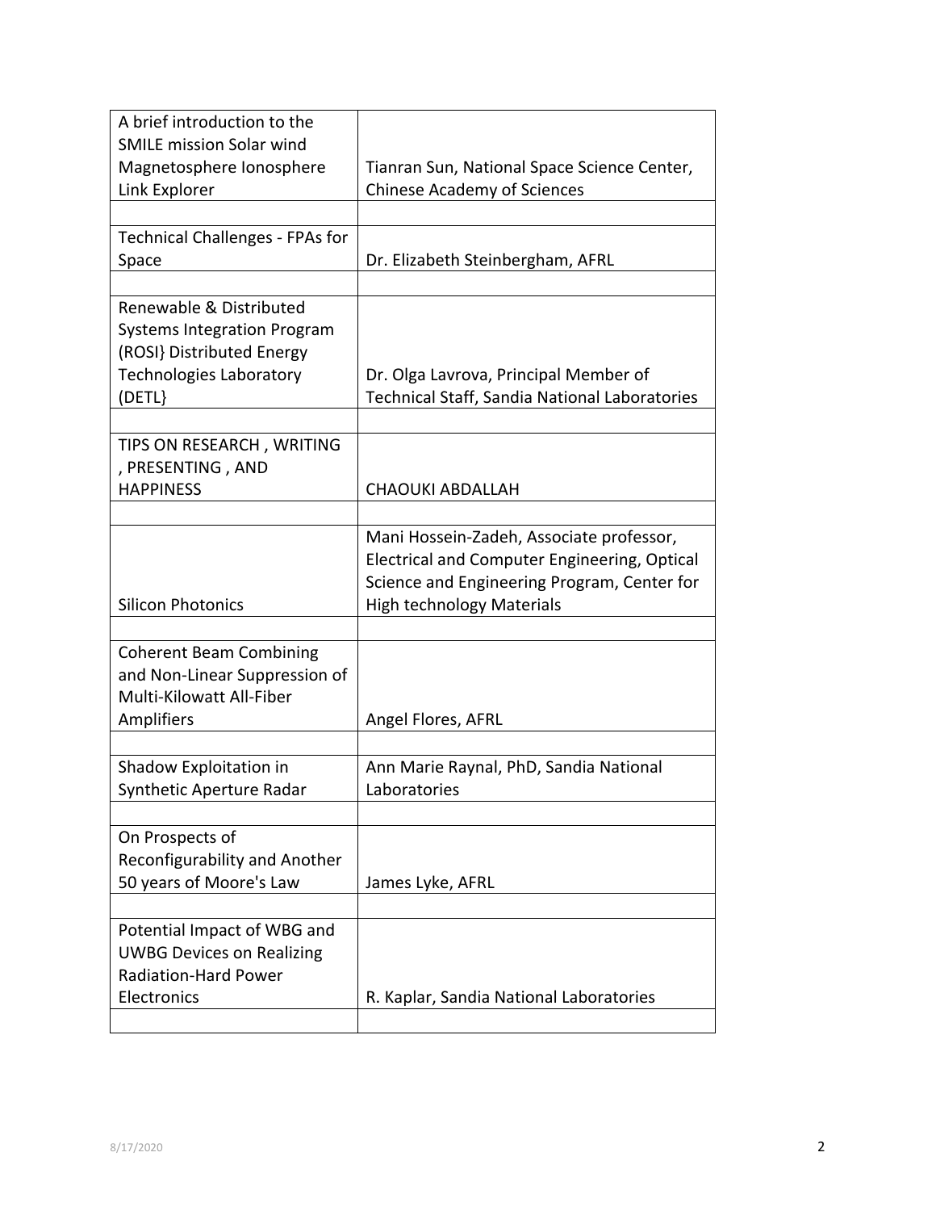| | |
|---|---|
| A brief introduction to the SMILE mission Solar wind Magnetosphere Ionosphere Link Explorer | Tianran Sun, National Space Science Center, Chinese Academy of Sciences |
| | |
| Technical Challenges - FPAs for Space | Dr. Elizabeth Steinbergham, AFRL |
| | |
| Renewable & Distributed Systems Integration Program (ROSI} Distributed Energy Technologies Laboratory (DETL} | Dr. Olga Lavrova, Principal Member of Technical Staff, Sandia National Laboratories |
| | |
| TIPS ON RESEARCH , WRITING , PRESENTING , AND HAPPINESS | CHAOUKI ABDALLAH |
| | |
| Silicon Photonics | Mani Hossein-Zadeh, Associate professor, Electrical and Computer Engineering, Optical Science and Engineering Program, Center for High technology Materials |
| | |
| Coherent Beam Combining and Non-Linear Suppression of Multi-Kilowatt All-Fiber Amplifiers | Angel Flores, AFRL |
| | |
| Shadow Exploitation in Synthetic Aperture Radar | Ann Marie Raynal, PhD, Sandia National Laboratories |
| | |
| On Prospects of Reconfigurability and Another 50 years of Moore's Law | James Lyke, AFRL |
| | |
| Potential Impact of WBG and UWBG Devices on Realizing Radiation-Hard Power Electronics | R. Kaplar, Sandia National Laboratories |
| | |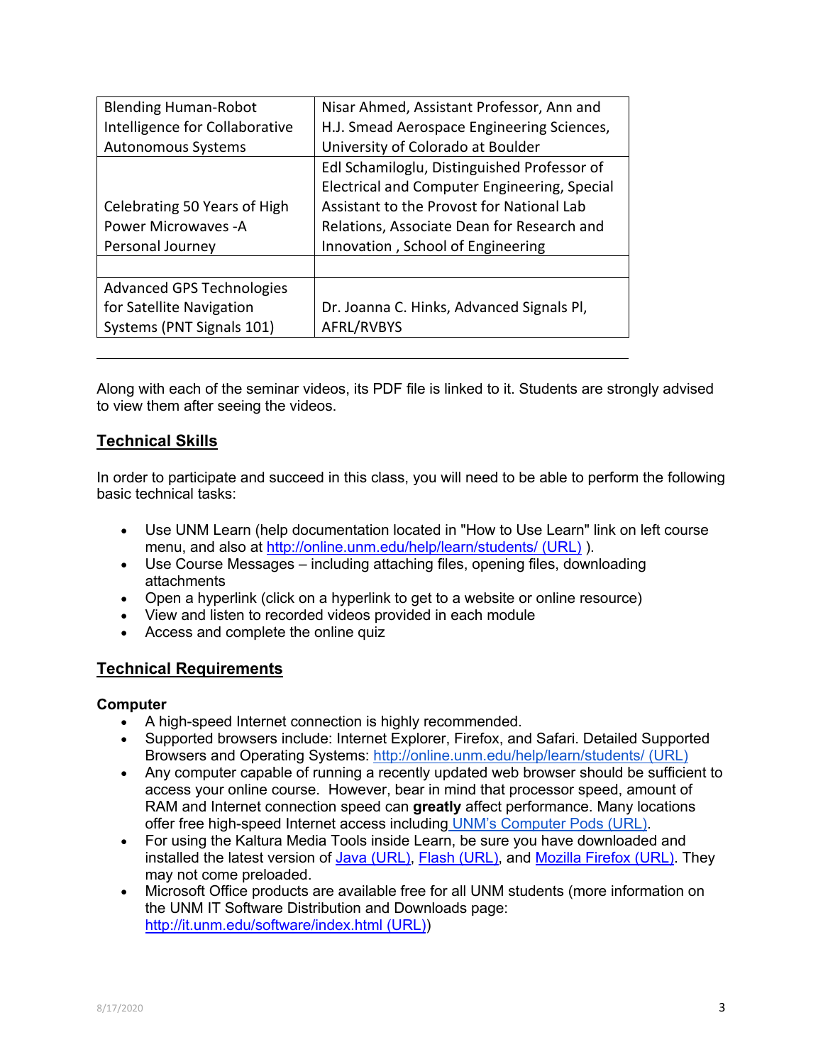| | |
|---|---|
| Blending Human-Robot Intelligence for Collaborative Autonomous Systems | Nisar Ahmed, Assistant Professor, Ann and H.J. Smead Aerospace Engineering Sciences, University of Colorado at Boulder |
| Celebrating 50 Years of High Power Microwaves -A Personal Journey | Edl Schamiloglu, Distinguished Professor of Electrical and Computer Engineering, Special Assistant to the Provost for National Lab Relations, Associate Dean for Research and Innovation , School of Engineering |
| | |
| Advanced GPS Technologies for Satellite Navigation Systems (PNT Signals 101) | Dr. Joanna C. Hinks, Advanced Signals PI, AFRL/RVBYS |

Along with each of the seminar videos, its PDF file is linked to it. Students are strongly advised to view them after seeing the videos.

## Technical Skills

In order to participate and succeed in this class, you will need to be able to perform the following basic technical tasks:

- Use UNM Learn (help documentation located in "How to Use Learn" link on left course menu, and also at http://online.unm.edu/help/learn/students/ (URL) ).
- Use Course Messages – including attaching files, opening files, downloading attachments
- Open a hyperlink (click on a hyperlink to get to a website or online resource)
- View and listen to recorded videos provided in each module
- Access and complete the online quiz

## Technical Requirements

**Computer**

- A high-speed Internet connection is highly recommended.
- Supported browsers include: Internet Explorer, Firefox, and Safari. Detailed Supported Browsers and Operating Systems: http://online.unm.edu/help/learn/students/ (URL)
- Any computer capable of running a recently updated web browser should be sufficient to access your online course. However, bear in mind that processor speed, amount of RAM and Internet connection speed can **greatly** affect performance. Many locations offer free high-speed Internet access including UNM's Computer Pods (URL).
- For using the Kaltura Media Tools inside Learn, be sure you have downloaded and installed the latest version of Java (URL), Flash (URL), and Mozilla Firefox (URL). They may not come preloaded.
- Microsoft Office products are available free for all UNM students (more information on the UNM IT Software Distribution and Downloads page: http://it.unm.edu/software/index.html (URL))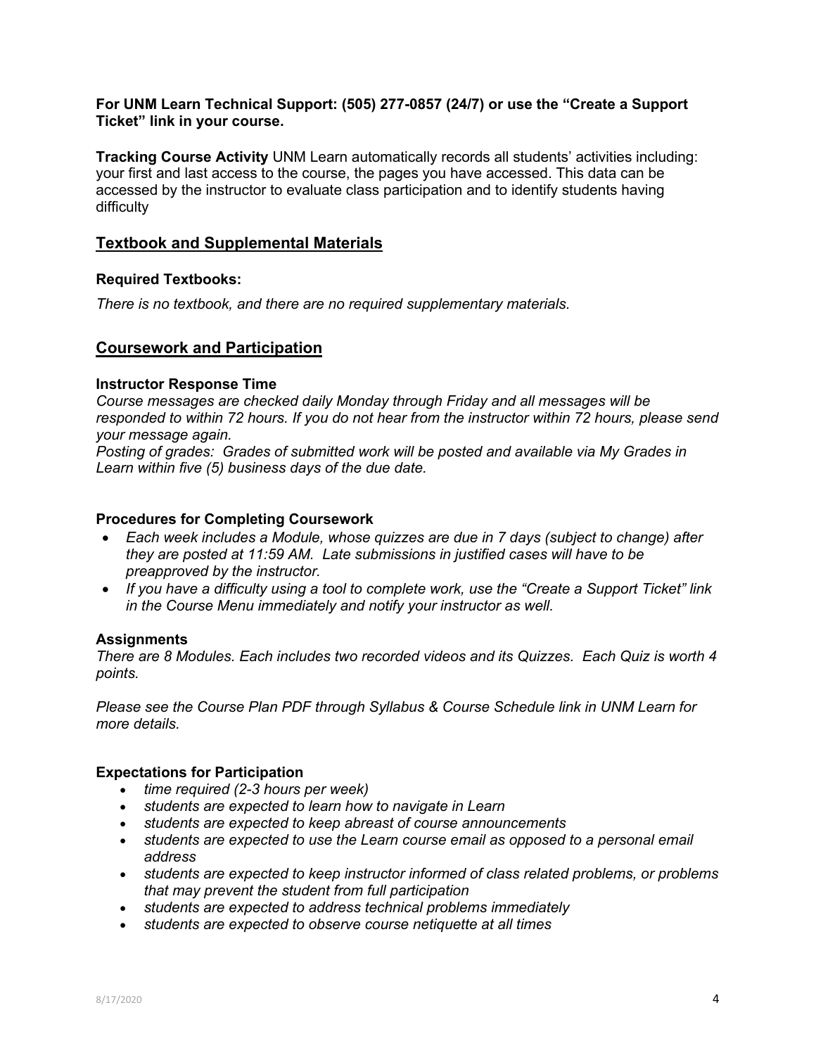**For UNM Learn Technical Support: (505) 277-0857 (24/7) or use the "Create a Support Ticket" link in your course.**

**Tracking Course Activity** UNM Learn automatically records all students' activities including: your first and last access to the course, the pages you have accessed. This data can be accessed by the instructor to evaluate class participation and to identify students having difficulty

## Textbook and Supplemental Materials

### Required Textbooks:

*There is no textbook, and there are no required supplementary materials.*

## Coursework and Participation

### Instructor Response Time

*Course messages are checked daily Monday through Friday and all messages will be responded to within 72 hours. If you do not hear from the instructor within 72 hours, please send your message again.*
*Posting of grades: Grades of submitted work will be posted and available via My Grades in Learn within five (5) business days of the due date.*

### Procedures for Completing Coursework

- *Each week includes a Module, whose quizzes are due in 7 days (subject to change) after they are posted at 11:59 AM. Late submissions in justified cases will have to be preapproved by the instructor.*
- *If you have a difficulty using a tool to complete work, use the "Create a Support Ticket" link in the Course Menu immediately and notify your instructor as well.*

### Assignments

*There are 8 Modules. Each includes two recorded videos and its Quizzes. Each Quiz is worth 4 points.*

*Please see the Course Plan PDF through Syllabus & Course Schedule link in UNM Learn for more details.*

### Expectations for Participation

- *time required (2-3 hours per week)*
- *students are expected to learn how to navigate in Learn*
- *students are expected to keep abreast of course announcements*
- *students are expected to use the Learn course email as opposed to a personal email address*
- *students are expected to keep instructor informed of class related problems, or problems that may prevent the student from full participation*
- *students are expected to address technical problems immediately*
- *students are expected to observe course netiquette at all times*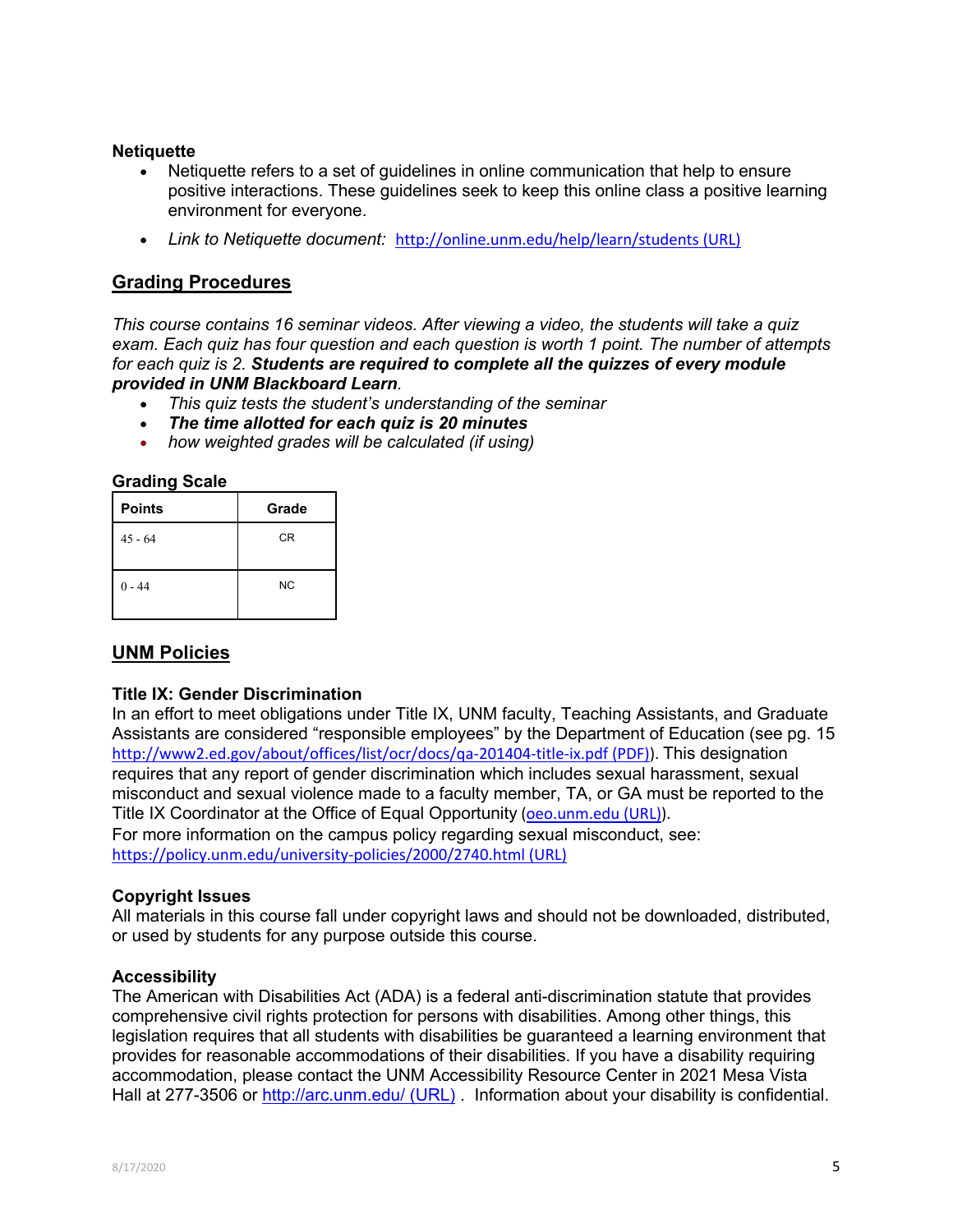**Netiquette**

- Netiquette refers to a set of guidelines in online communication that help to ensure positive interactions. These guidelines seek to keep this online class a positive learning environment for everyone.
- *Link to Netiquette document:* http://online.unm.edu/help/learn/students (URL)

## Grading Procedures

*This course contains 16 seminar videos. After viewing a video, the students will take a quiz exam. Each quiz has four question and each question is worth 1 point. The number of attempts for each quiz is 2.* ***Students are required to complete all the quizzes of every module provided in UNM Blackboard Learn****.*

- *This quiz tests the student's understanding of the seminar*
- ***The time allotted for each quiz is 20 minutes***
- *how weighted grades will be calculated (if using)*

**Grading Scale**

| Points | Grade |
|---|---|
| 45 - 64 | CR |
| 0 - 44 | NC |

## UNM Policies

**Title IX: Gender Discrimination**

In an effort to meet obligations under Title IX, UNM faculty, Teaching Assistants, and Graduate Assistants are considered "responsible employees" by the Department of Education (see pg. 15 http://www2.ed.gov/about/offices/list/ocr/docs/qa-201404-title-ix.pdf (PDF)). This designation requires that any report of gender discrimination which includes sexual harassment, sexual misconduct and sexual violence made to a faculty member, TA, or GA must be reported to the Title IX Coordinator at the Office of Equal Opportunity (oeo.unm.edu (URL)).
For more information on the campus policy regarding sexual misconduct, see: https://policy.unm.edu/university-policies/2000/2740.html (URL)

**Copyright Issues**

All materials in this course fall under copyright laws and should not be downloaded, distributed, or used by students for any purpose outside this course.

**Accessibility**

The American with Disabilities Act (ADA) is a federal anti-discrimination statute that provides comprehensive civil rights protection for persons with disabilities. Among other things, this legislation requires that all students with disabilities be guaranteed a learning environment that provides for reasonable accommodations of their disabilities. If you have a disability requiring accommodation, please contact the UNM Accessibility Resource Center in 2021 Mesa Vista Hall at 277-3506 or http://arc.unm.edu/ (URL) . Information about your disability is confidential.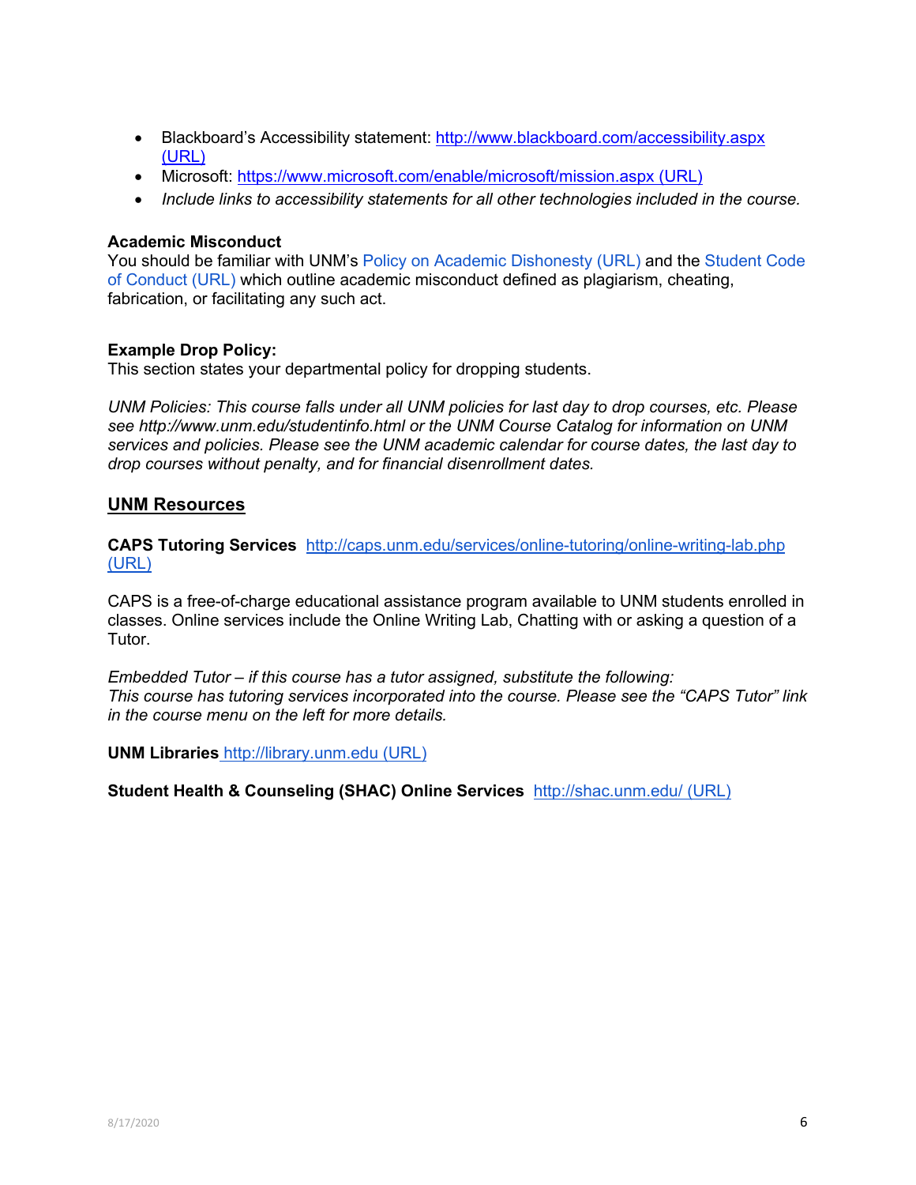- Blackboard's Accessibility statement: http://www.blackboard.com/accessibility.aspx (URL)
- Microsoft: https://www.microsoft.com/enable/microsoft/mission.aspx (URL)
- *Include links to accessibility statements for all other technologies included in the course.*

**Academic Misconduct**
You should be familiar with UNM's Policy on Academic Dishonesty (URL) and the Student Code of Conduct (URL) which outline academic misconduct defined as plagiarism, cheating, fabrication, or facilitating any such act.

**Example Drop Policy:**
This section states your departmental policy for dropping students.

*UNM Policies: This course falls under all UNM policies for last day to drop courses, etc. Please see http://www.unm.edu/studentinfo.html or the UNM Course Catalog for information on UNM services and policies. Please see the UNM academic calendar for course dates, the last day to drop courses without penalty, and for financial disenrollment dates.*

## UNM Resources

**CAPS Tutoring Services** http://caps.unm.edu/services/online-tutoring/online-writing-lab.php (URL)

CAPS is a free-of-charge educational assistance program available to UNM students enrolled in classes. Online services include the Online Writing Lab, Chatting with or asking a question of a Tutor.

*Embedded Tutor – if this course has a tutor assigned, substitute the following:*
*This course has tutoring services incorporated into the course. Please see the "CAPS Tutor" link in the course menu on the left for more details.*

**UNM Libraries** http://library.unm.edu (URL)

**Student Health & Counseling (SHAC) Online Services** http://shac.unm.edu/ (URL)